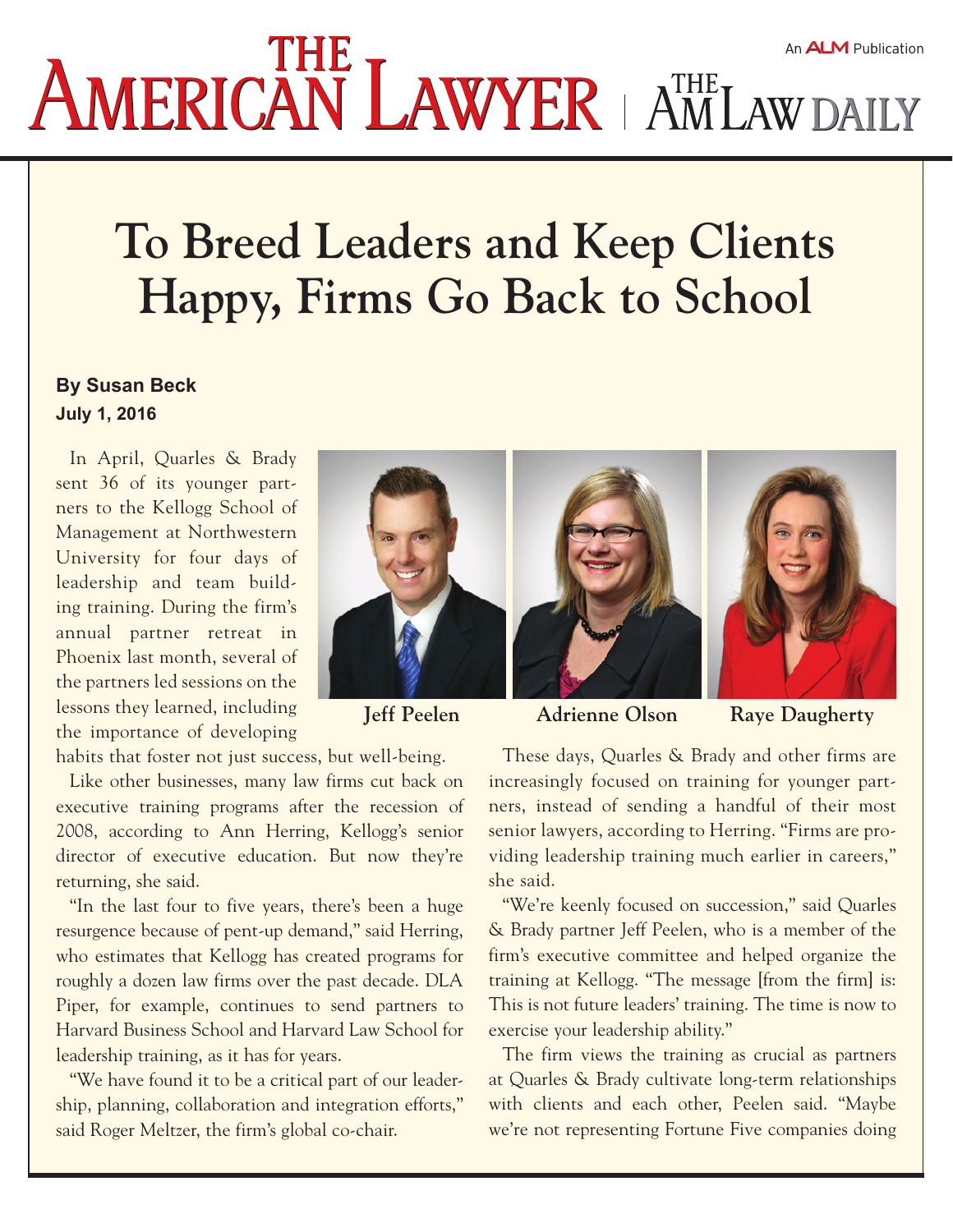# To Breed Leaders and Keep Clients Happy, Firms Go Back to School

**By Susan Beck**
**July 1, 2016**

In April, Quarles & Brady sent 36 of its younger partners to the Kellogg School of Management at Northwestern University for four days of leadership and team building training. During the firm's annual partner retreat in Phoenix last month, several of the partners led sessions on the lessons they learned, including the importance of developing habits that foster not just success, but well-being.

Jeff Peelen Adrienne Olson Raye Daugherty

Like other businesses, many law firms cut back on executive training programs after the recession of 2008, according to Ann Herring, Kellogg's senior director of executive education. But now they're returning, she said.

"In the last four to five years, there's been a huge resurgence because of pent-up demand," said Herring, who estimates that Kellogg has created programs for roughly a dozen law firms over the past decade. DLA Piper, for example, continues to send partners to Harvard Business School and Harvard Law School for leadership training, as it has for years.

"We have found it to be a critical part of our leadership, planning, collaboration and integration efforts," said Roger Meltzer, the firm's global co-chair.

These days, Quarles & Brady and other firms are increasingly focused on training for younger partners, instead of sending a handful of their most senior lawyers, according to Herring. "Firms are providing leadership training much earlier in careers," she said.

"We're keenly focused on succession," said Quarles & Brady partner Jeff Peelen, who is a member of the firm's executive committee and helped organize the training at Kellogg. "The message [from the firm] is: This is not future leaders' training. The time is now to exercise your leadership ability."

The firm views the training as crucial as partners at Quarles & Brady cultivate long-term relationships with clients and each other, Peelen said. "Maybe we're not representing Fortune Five companies doing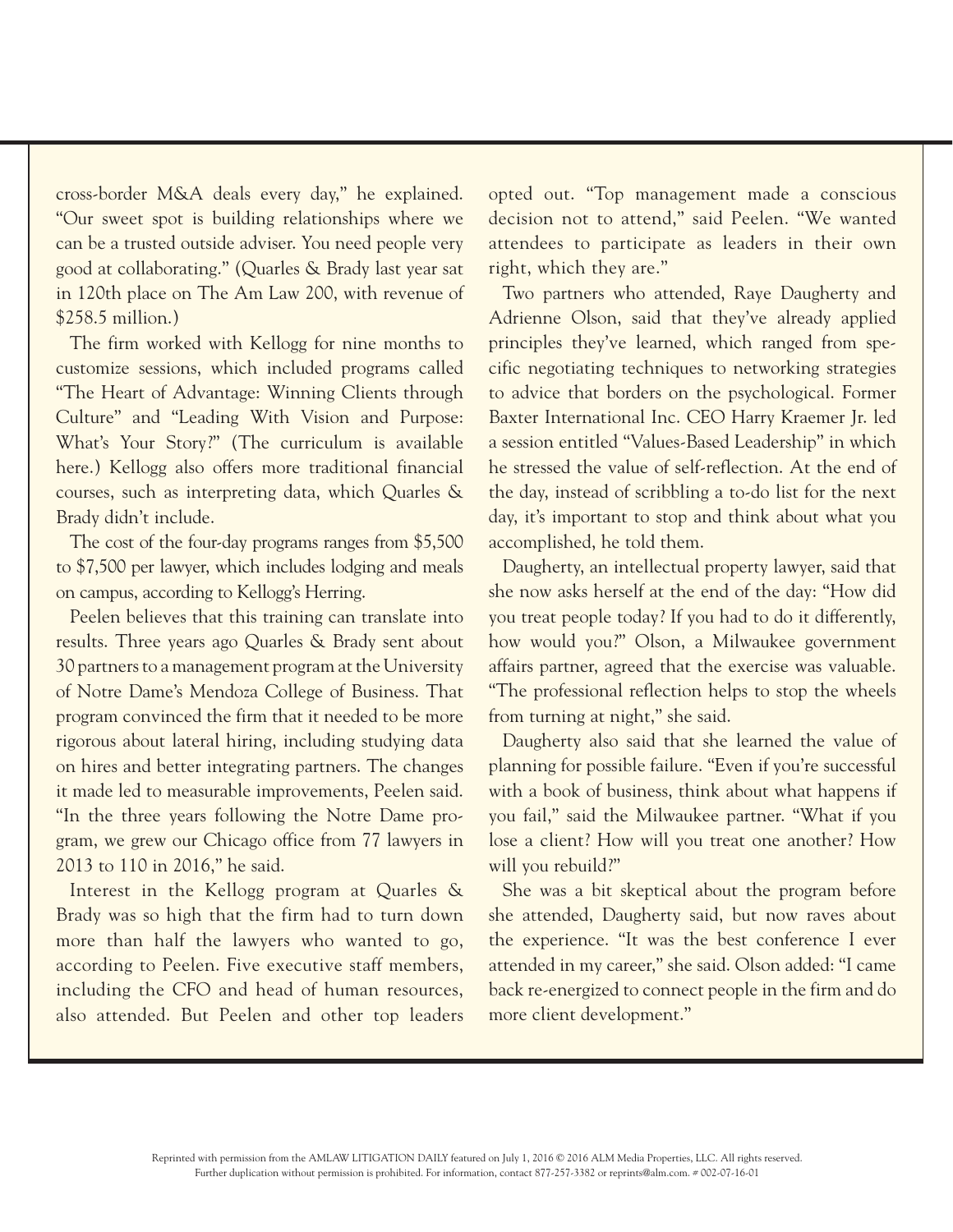cross-border M&A deals every day," he explained. "Our sweet spot is building relationships where we can be a trusted outside adviser. You need people very good at collaborating." (Quarles & Brady last year sat in 120th place on The Am Law 200, with revenue of $258.5 million.)

The firm worked with Kellogg for nine months to customize sessions, which included programs called "The Heart of Advantage: Winning Clients through Culture" and "Leading With Vision and Purpose: What's Your Story?" (The curriculum is available here.) Kellogg also offers more traditional financial courses, such as interpreting data, which Quarles & Brady didn't include.

The cost of the four-day programs ranges from $5,500 to $7,500 per lawyer, which includes lodging and meals on campus, according to Kellogg's Herring.

Peelen believes that this training can translate into results. Three years ago Quarles & Brady sent about 30 partners to a management program at the University of Notre Dame's Mendoza College of Business. That program convinced the firm that it needed to be more rigorous about lateral hiring, including studying data on hires and better integrating partners. The changes it made led to measurable improvements, Peelen said. "In the three years following the Notre Dame program, we grew our Chicago office from 77 lawyers in 2013 to 110 in 2016," he said.

Interest in the Kellogg program at Quarles & Brady was so high that the firm had to turn down more than half the lawyers who wanted to go, according to Peelen. Five executive staff members, including the CFO and head of human resources, also attended. But Peelen and other top leaders opted out. "Top management made a conscious decision not to attend," said Peelen. "We wanted attendees to participate as leaders in their own right, which they are."

Two partners who attended, Raye Daugherty and Adrienne Olson, said that they've already applied principles they've learned, which ranged from specific negotiating techniques to networking strategies to advice that borders on the psychological. Former Baxter International Inc. CEO Harry Kraemer Jr. led a session entitled "Values-Based Leadership" in which he stressed the value of self-reflection. At the end of the day, instead of scribbling a to-do list for the next day, it's important to stop and think about what you accomplished, he told them.

Daugherty, an intellectual property lawyer, said that she now asks herself at the end of the day: "How did you treat people today? If you had to do it differently, how would you?" Olson, a Milwaukee government affairs partner, agreed that the exercise was valuable. "The professional reflection helps to stop the wheels from turning at night," she said.

Daugherty also said that she learned the value of planning for possible failure. "Even if you're successful with a book of business, think about what happens if you fail," said the Milwaukee partner. "What if you lose a client? How will you treat one another? How will you rebuild?"

She was a bit skeptical about the program before she attended, Daugherty said, but now raves about the experience. "It was the best conference I ever attended in my career," she said. Olson added: "I came back re-energized to connect people in the firm and do more client development."

Reprinted with permission from the AMLAW LITIGATION DAILY featured on July 1, 2016 © 2016 ALM Media Properties, LLC. All rights reserved. Further duplication without permission is prohibited. For information, contact 877-257-3382 or reprints@alm.com. # 002-07-16-01